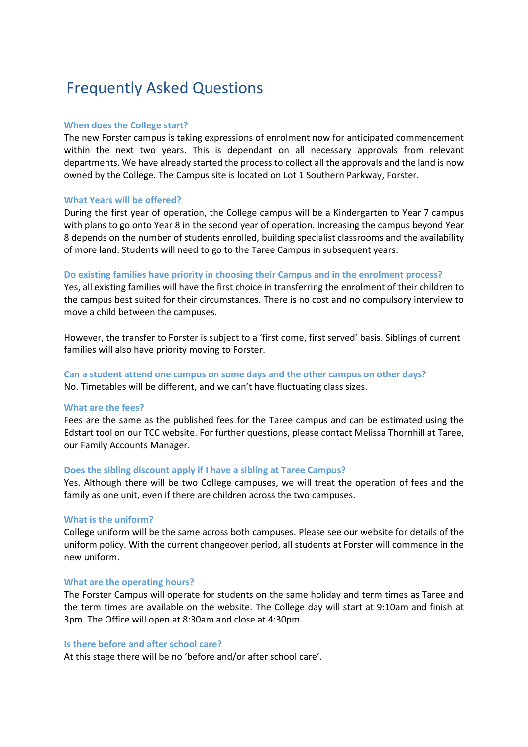# Frequently Asked Questions

### When does the College start?

The new Forster campus is taking expressions of enrolment now for anticipated commencement within the next two years. This is dependant on all necessary approvals from relevant departments. We have already started the process to collect all the approvals and the land is now owned by the College. The Campus site is located on Lot 1 Southern Parkway, Forster.

### What Years will be offered?

During the first year of operation, the College campus will be a Kindergarten to Year 7 campus with plans to go onto Year 8 in the second year of operation. Increasing the campus beyond Year 8 depends on the number of students enrolled, building specialist classrooms and the availability of more land. Students will need to go to the Taree Campus in subsequent years.

### Do existing families have priority in choosing their Campus and in the enrolment process?

Yes, all existing families will have the first choice in transferring the enrolment of their children to the campus best suited for their circumstances. There is no cost and no compulsory interview to move a child between the campuses.

However, the transfer to Forster is subject to a 'first come, first served' basis. Siblings of current families will also have priority moving to Forster.

### Can a student attend one campus on some days and the other campus on other days?

No. Timetables will be different, and we can't have fluctuating class sizes.

### What are the fees?

Fees are the same as the published fees for the Taree campus and can be estimated using the Edstart tool on our TCC website. For further questions, please contact Melissa Thornhill at Taree, our Family Accounts Manager.

### Does the sibling discount apply if I have a sibling at Taree Campus?

Yes. Although there will be two College campuses, we will treat the operation of fees and the family as one unit, even if there are children across the two campuses.

### What is the uniform?

College uniform will be the same across both campuses. Please see our website for details of the uniform policy. With the current changeover period, all students at Forster will commence in the new uniform.

### What are the operating hours?

The Forster Campus will operate for students on the same holiday and term times as Taree and the term times are available on the website. The College day will start at 9:10am and finish at 3pm. The Office will open at 8:30am and close at 4:30pm.

### Is there before and after school care?

At this stage there will be no 'before and/or after school care'.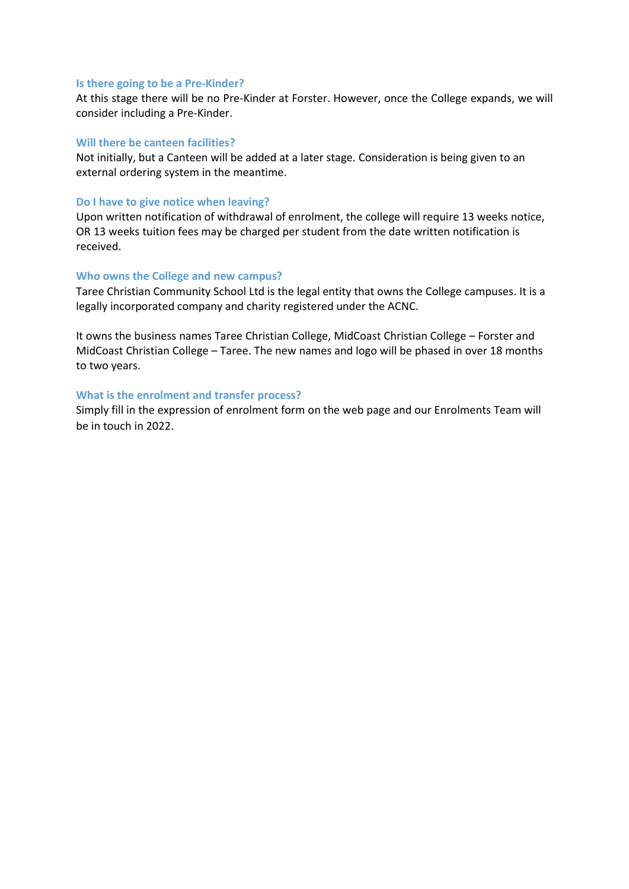### Is there going to be a Pre-Kinder?

At this stage there will be no Pre-Kinder at Forster. However, once the College expands, we will consider including a Pre-Kinder.

### Will there be canteen facilities?

Not initially, but a Canteen will be added at a later stage. Consideration is being given to an external ordering system in the meantime.

### Do I have to give notice when leaving?

Upon written notification of withdrawal of enrolment, the college will require 13 weeks notice, OR 13 weeks tuition fees may be charged per student from the date written notification is received.

### Who owns the College and new campus?

Taree Christian Community School Ltd is the legal entity that owns the College campuses. It is a legally incorporated company and charity registered under the ACNC.

It owns the business names Taree Christian College, MidCoast Christian College – Forster and MidCoast Christian College – Taree. The new names and logo will be phased in over 18 months to two years.

### What is the enrolment and transfer process?

Simply fill in the expression of enrolment form on the web page and our Enrolments Team will be in touch in 2022.